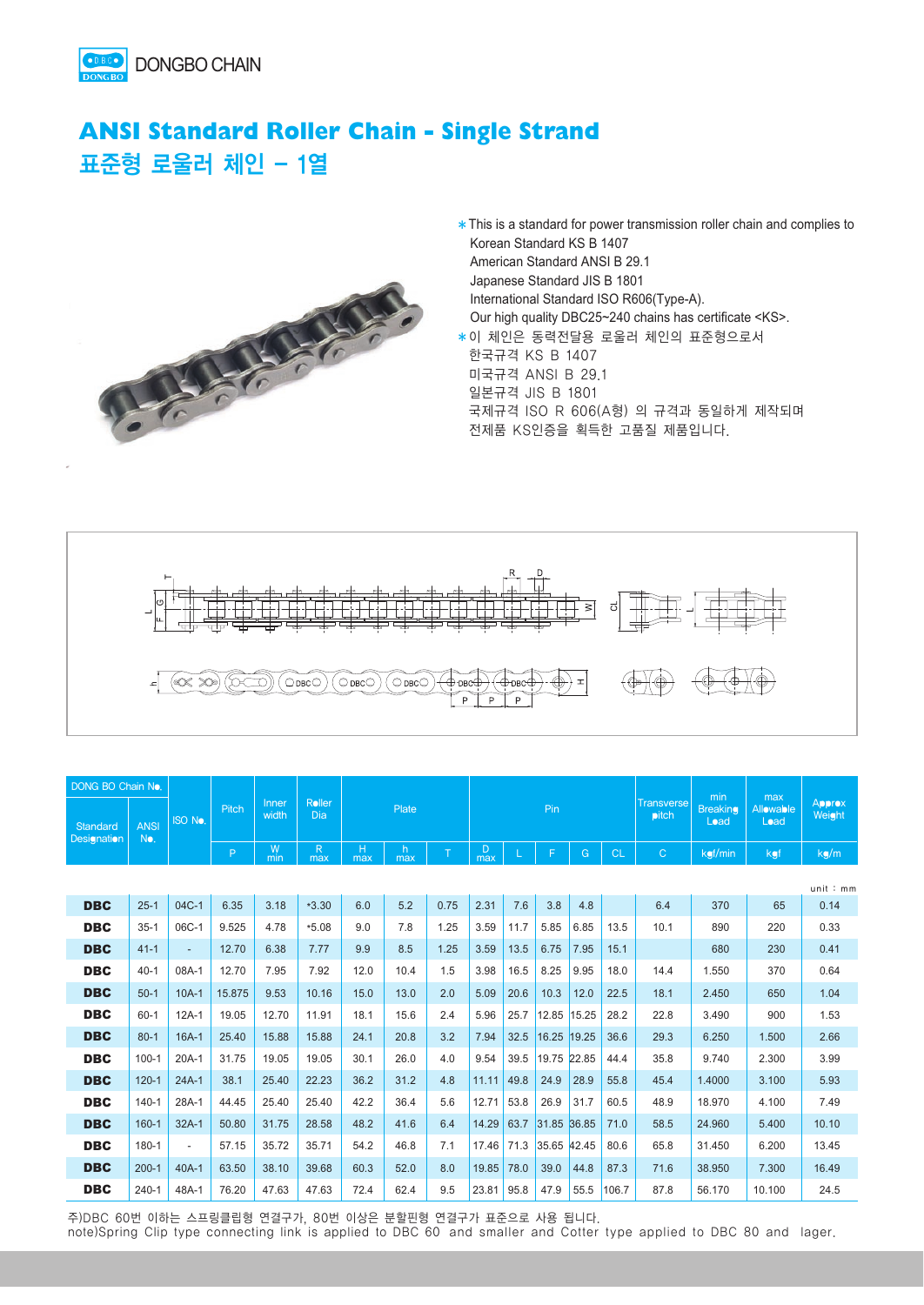# ANSI Standard Roller Chain - Single Strand

## 표준형 로울러 체인 – 1열

∗This is a standard for power transmission roller chain and complies to
Korean Standard KS B 1407
American Standard ANSI B 29.1
Japanese Standard JIS B 1801
International Standard ISO R606(Type-A).
Our high quality DBC25~240 chains has certificate <KS>.

∗이 체인은 동력전달용 로울러 체인의 표준형으로서
한국규격 KS B 1407
미국규격 ANSI B 29.1
일본규격 JIS B 1801
국제규격 ISO R 606(A형) 의 규격과 동일하게 제작되며
전제품 KS인증을 획득한 고품질 제품입니다.

unit : mm

| DONG BO Chain No. | | ISO No. | Pitch | Inner width | Roller Dia | Plate | | | Pin | | | | | Transverse pitch | min Breaking Load | max Allowable Load | Approx Weight |
|---|---|---|---|---|---|---|---|---|---|---|---|---|---|---|---|---|---|
| Standard Designation | ANSI No. | | P | W min | R max | H max | h max | T | D max | L | F | G | CL | C | kgf/min | kgf | kg/m |
| DBC | 25-1 | 04C-1 | 6.35 | 3.18 | *3.30 | 6.0 | 5.2 | 0.75 | 2.31 | 7.6 | 3.8 | 4.8 | | 6.4 | 370 | 65 | 0.14 |
| DBC | 35-1 | 06C-1 | 9.525 | 4.78 | *5.08 | 9.0 | 7.8 | 1.25 | 3.59 | 11.7 | 5.85 | 6.85 | 13.5 | 10.1 | 890 | 220 | 0.33 |
| DBC | 41-1 | - | 12.70 | 6.38 | 7.77 | 9.9 | 8.5 | 1.25 | 3.59 | 13.5 | 6.75 | 7.95 | 15.1 | | 680 | 230 | 0.41 |
| DBC | 40-1 | 08A-1 | 12.70 | 7.95 | 7.92 | 12.0 | 10.4 | 1.5 | 3.98 | 16.5 | 8.25 | 9.95 | 18.0 | 14.4 | 1.550 | 370 | 0.64 |
| DBC | 50-1 | 10A-1 | 15.875 | 9.53 | 10.16 | 15.0 | 13.0 | 2.0 | 5.09 | 20.6 | 10.3 | 12.0 | 22.5 | 18.1 | 2.450 | 650 | 1.04 |
| DBC | 60-1 | 12A-1 | 19.05 | 12.70 | 11.91 | 18.1 | 15.6 | 2.4 | 5.96 | 25.7 | 12.85 | 15.25 | 28.2 | 22.8 | 3.490 | 900 | 1.53 |
| DBC | 80-1 | 16A-1 | 25.40 | 15.88 | 15.88 | 24.1 | 20.8 | 3.2 | 7.94 | 32.5 | 16.25 | 19.25 | 36.6 | 29.3 | 6.250 | 1.500 | 2.66 |
| DBC | 100-1 | 20A-1 | 31.75 | 19.05 | 19.05 | 30.1 | 26.0 | 4.0 | 9.54 | 39.5 | 19.75 | 22.85 | 44.4 | 35.8 | 9.740 | 2.300 | 3.99 |
| DBC | 120-1 | 24A-1 | 38.1 | 25.40 | 22.23 | 36.2 | 31.2 | 4.8 | 11.11 | 49.8 | 24.9 | 28.9 | 55.8 | 45.4 | 1.4000 | 3.100 | 5.93 |
| DBC | 140-1 | 28A-1 | 44.45 | 25.40 | 25.40 | 42.2 | 36.4 | 5.6 | 12.71 | 53.8 | 26.9 | 31.7 | 60.5 | 48.9 | 18.970 | 4.100 | 7.49 |
| DBC | 160-1 | 32A-1 | 50.80 | 31.75 | 28.58 | 48.2 | 41.6 | 6.4 | 14.29 | 63.7 | 31.85 | 36.85 | 71.0 | 58.5 | 24.960 | 5.400 | 10.10 |
| DBC | 180-1 | - | 57.15 | 35.72 | 35.71 | 54.2 | 46.8 | 7.1 | 17.46 | 71.3 | 35.65 | 42.45 | 80.6 | 65.8 | 31.450 | 6.200 | 13.45 |
| DBC | 200-1 | 40A-1 | 63.50 | 38.10 | 39.68 | 60.3 | 52.0 | 8.0 | 19.85 | 78.0 | 39.0 | 44.8 | 87.3 | 71.6 | 38.950 | 7.300 | 16.49 |
| DBC | 240-1 | 48A-1 | 76.20 | 47.63 | 47.63 | 72.4 | 62.4 | 9.5 | 23.81 | 95.8 | 47.9 | 55.5 | 106.7 | 87.8 | 56.170 | 10.100 | 24.5 |

주)DBC 60번 이하는 스프링클립형 연결구가, 80번 이상은 분할핀형 연결구가 표준으로 사용 됩니다.
note)Spring Clip type connecting link is applied to DBC 60 and smaller and Cotter type applied to DBC 80 and lager.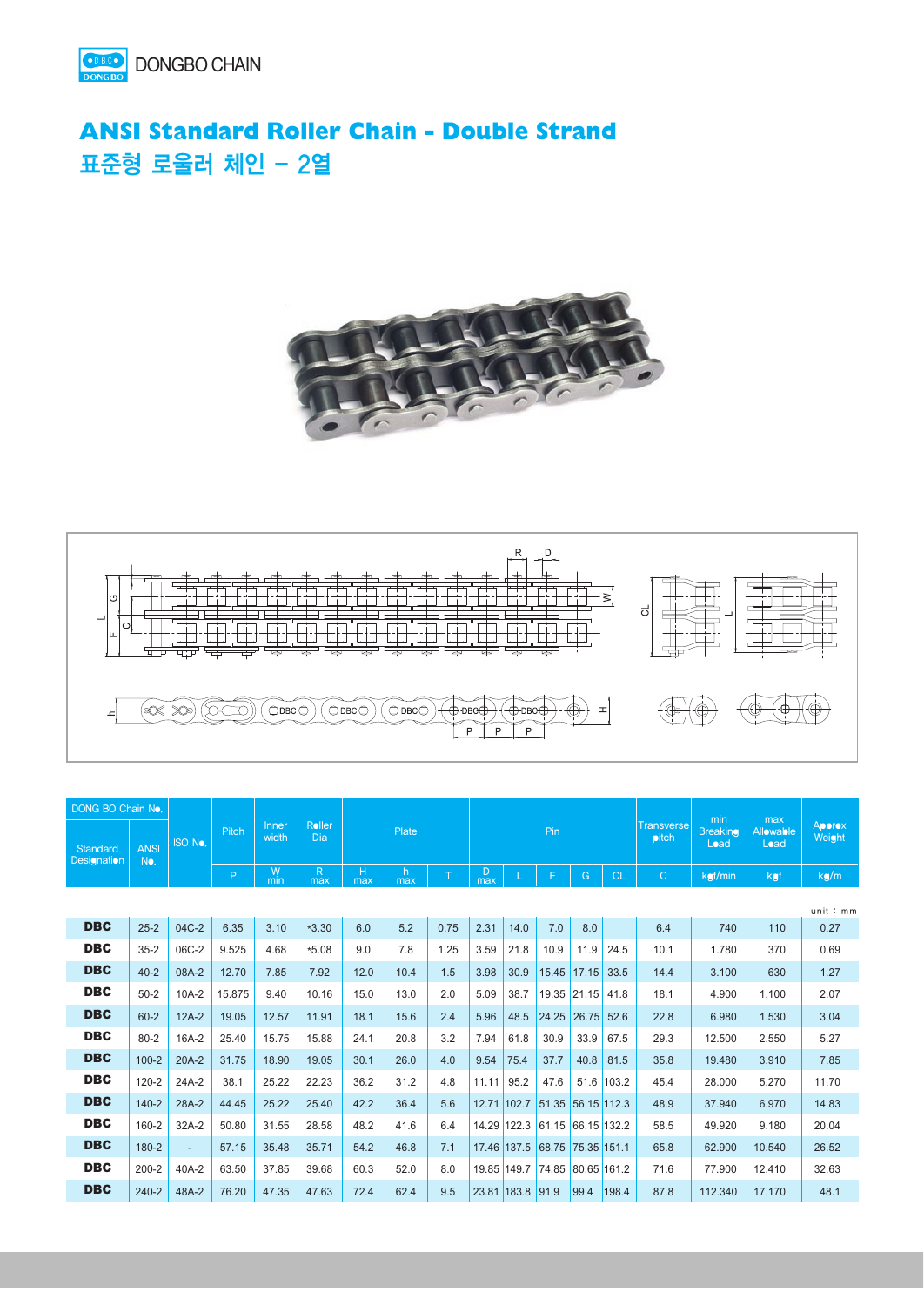DONGBO CHAIN

# ANSI Standard Roller Chain - Double Strand

## 표준형 로울러 체인 – 2열

unit : mm

| DONG BO Chain No. | | ISO No. | Pitch | Inner width | Roller Dia | Plate | | | Pin | | | | | Transverse pitch | min Breaking Load | max Allowable Load | Approx Weight |
|---|---|---|---|---|---|---|---|---|---|---|---|---|---|---|---|---|---|
| Standard Designation | ANSI No. | | P | W min | R max | H max | h max | T | D max | L | F | G | CL | C | kgf/min | kgf | kg/m |
| DBC | 25-2 | 04C-2 | 6.35 | 3.10 | *3.30 | 6.0 | 5.2 | 0.75 | 2.31 | 14.0 | 7.0 | 8.0 | | 6.4 | 740 | 110 | 0.27 |
| DBC | 35-2 | 06C-2 | 9.525 | 4.68 | *5.08 | 9.0 | 7.8 | 1.25 | 3.59 | 21.8 | 10.9 | 11.9 | 24.5 | 10.1 | 1.780 | 370 | 0.69 |
| DBC | 40-2 | 08A-2 | 12.70 | 7.85 | 7.92 | 12.0 | 10.4 | 1.5 | 3.98 | 30.9 | 15.45 | 17.15 | 33.5 | 14.4 | 3.100 | 630 | 1.27 |
| DBC | 50-2 | 10A-2 | 15.875 | 9.40 | 10.16 | 15.0 | 13.0 | 2.0 | 5.09 | 38.7 | 19.35 | 21.15 | 41.8 | 18.1 | 4.900 | 1.100 | 2.07 |
| DBC | 60-2 | 12A-2 | 19.05 | 12.57 | 11.91 | 18.1 | 15.6 | 2.4 | 5.96 | 48.5 | 24.25 | 26.75 | 52.6 | 22.8 | 6.980 | 1.530 | 3.04 |
| DBC | 80-2 | 16A-2 | 25.40 | 15.75 | 15.88 | 24.1 | 20.8 | 3.2 | 7.94 | 61.8 | 30.9 | 33.9 | 67.5 | 29.3 | 12.500 | 2.550 | 5.27 |
| DBC | 100-2 | 20A-2 | 31.75 | 18.90 | 19.05 | 30.1 | 26.0 | 4.0 | 9.54 | 75.4 | 37.7 | 40.8 | 81.5 | 35.8 | 19.480 | 3.910 | 7.85 |
| DBC | 120-2 | 24A-2 | 38.1 | 25.22 | 22.23 | 36.2 | 31.2 | 4.8 | 11.11 | 95.2 | 47.6 | 51.6 | 103.2 | 45.4 | 28.000 | 5.270 | 11.70 |
| DBC | 140-2 | 28A-2 | 44.45 | 25.22 | 25.40 | 42.2 | 36.4 | 5.6 | 12.71 | 102.7 | 51.35 | 56.15 | 112.3 | 48.9 | 37.940 | 6.970 | 14.83 |
| DBC | 160-2 | 32A-2 | 50.80 | 31.55 | 28.58 | 48.2 | 41.6 | 6.4 | 14.29 | 122.3 | 61.15 | 66.15 | 132.2 | 58.5 | 49.920 | 9.180 | 20.04 |
| DBC | 180-2 | - | 57.15 | 35.48 | 35.71 | 54.2 | 46.8 | 7.1 | 17.46 | 137.5 | 68.75 | 75.35 | 151.1 | 65.8 | 62.900 | 10.540 | 26.52 |
| DBC | 200-2 | 40A-2 | 63.50 | 37.85 | 39.68 | 60.3 | 52.0 | 8.0 | 19.85 | 149.7 | 74.85 | 80.65 | 161.2 | 71.6 | 77.900 | 12.410 | 32.63 |
| DBC | 240-2 | 48A-2 | 76.20 | 47.35 | 47.63 | 72.4 | 62.4 | 9.5 | 23.81 | 183.8 | 91.9 | 99.4 | 198.4 | 87.8 | 112.340 | 17.170 | 48.1 |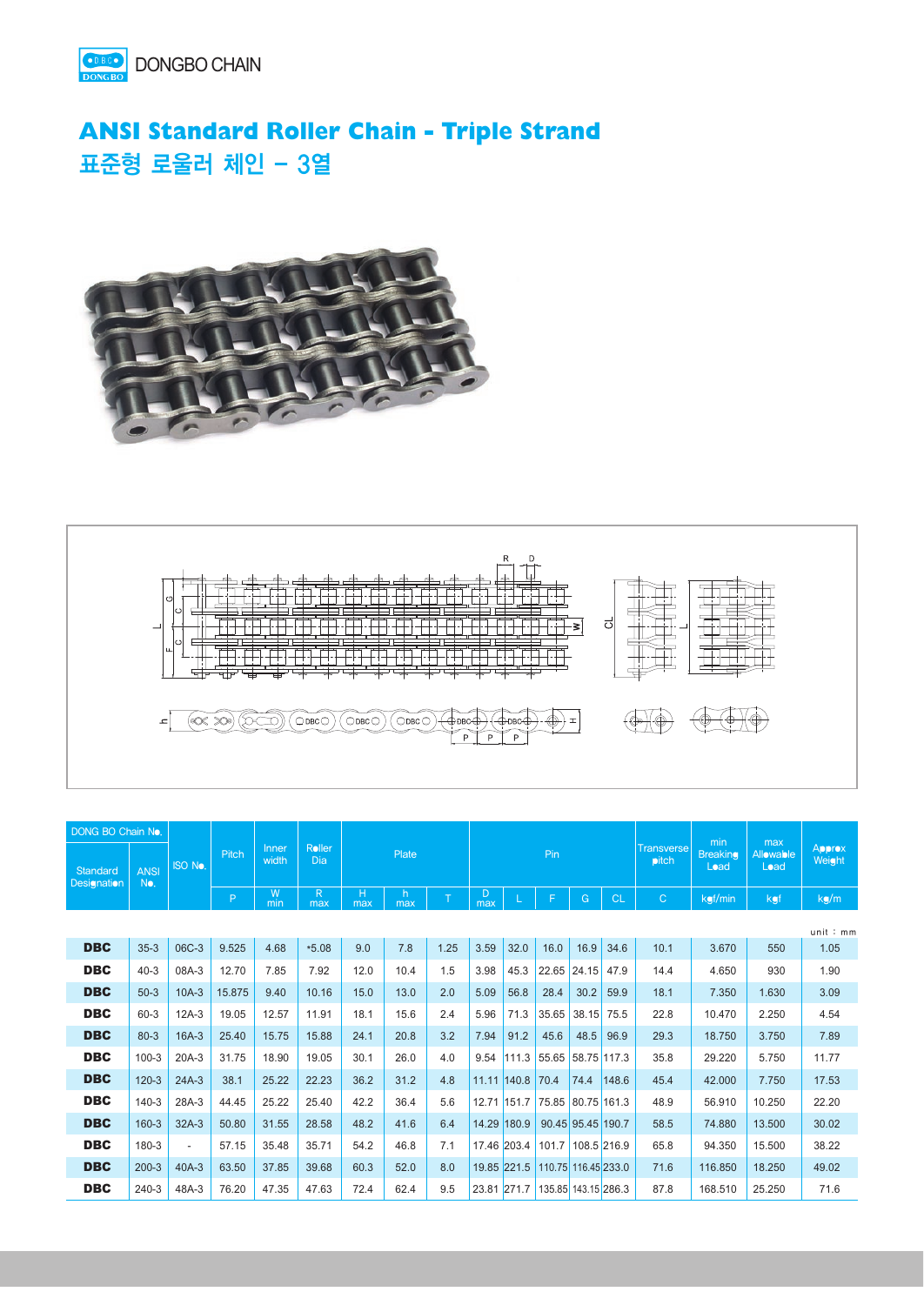DONGBO CHAIN

# ANSI Standard Roller Chain - Triple Strand

## 표준형 로울러 체인 – 3열

unit : mm

| DONG BO Chain No. | | ISO No. | Pitch | Inner width | Roller Dia | Plate | | | Pin | | | | | Transverse pitch | min Breaking Load | max Allowable Load | Approx Weight |
|---|---|---|---|---|---|---|---|---|---|---|---|---|---|---|---|---|---|
| Standard Designation | ANSI No. | | P | W min | R max | H max | h max | T | D max | L | F | G | CL | C | kgf/min | kgf | kg/m |
| **DBC** | 35-3 | 06C-3 | 9.525 | 4.68 | *5.08 | 9.0 | 7.8 | 1.25 | 3.59 | 32.0 | 16.0 | 16.9 | 34.6 | 10.1 | 3.670 | 550 | 1.05 |
| **DBC** | 40-3 | 08A-3 | 12.70 | 7.85 | 7.92 | 12.0 | 10.4 | 1.5 | 3.98 | 45.3 | 22.65 | 24.15 | 47.9 | 14.4 | 4.650 | 930 | 1.90 |
| **DBC** | 50-3 | 10A-3 | 15.875 | 9.40 | 10.16 | 15.0 | 13.0 | 2.0 | 5.09 | 56.8 | 28.4 | 30.2 | 59.9 | 18.1 | 7.350 | 1.630 | 3.09 |
| **DBC** | 60-3 | 12A-3 | 19.05 | 12.57 | 11.91 | 18.1 | 15.6 | 2.4 | 5.96 | 71.3 | 35.65 | 38.15 | 75.5 | 22.8 | 10.470 | 2.250 | 4.54 |
| **DBC** | 80-3 | 16A-3 | 25.40 | 15.75 | 15.88 | 24.1 | 20.8 | 3.2 | 7.94 | 91.2 | 45.6 | 48.5 | 96.9 | 29.3 | 18.750 | 3.750 | 7.89 |
| **DBC** | 100-3 | 20A-3 | 31.75 | 18.90 | 19.05 | 30.1 | 26.0 | 4.0 | 9.54 | 111.3 | 55.65 | 58.75 | 117.3 | 35.8 | 29.220 | 5.750 | 11.77 |
| **DBC** | 120-3 | 24A-3 | 38.1 | 25.22 | 22.23 | 36.2 | 31.2 | 4.8 | 11.11 | 140.8 | 70.4 | 74.4 | 148.6 | 45.4 | 42.000 | 7.750 | 17.53 |
| **DBC** | 140-3 | 28A-3 | 44.45 | 25.22 | 25.40 | 42.2 | 36.4 | 5.6 | 12.71 | 151.7 | 75.85 | 80.75 | 161.3 | 48.9 | 56.910 | 10.250 | 22.20 |
| **DBC** | 160-3 | 32A-3 | 50.80 | 31.55 | 28.58 | 48.2 | 41.6 | 6.4 | 14.29 | 180.9 | 90.45 | 95.45 | 190.7 | 58.5 | 74.880 | 13.500 | 30.02 |
| **DBC** | 180-3 | - | 57.15 | 35.48 | 35.71 | 54.2 | 46.8 | 7.1 | 17.46 | 203.4 | 101.7 | 108.5 | 216.9 | 65.8 | 94.350 | 15.500 | 38.22 |
| **DBC** | 200-3 | 40A-3 | 63.50 | 37.85 | 39.68 | 60.3 | 52.0 | 8.0 | 19.85 | 221.5 | 110.75 | 116.45 | 233.0 | 71.6 | 116.850 | 18.250 | 49.02 |
| **DBC** | 240-3 | 48A-3 | 76.20 | 47.35 | 47.63 | 72.4 | 62.4 | 9.5 | 23.81 | 271.7 | 135.85 | 143.15 | 286.3 | 87.8 | 168.510 | 25.250 | 71.6 |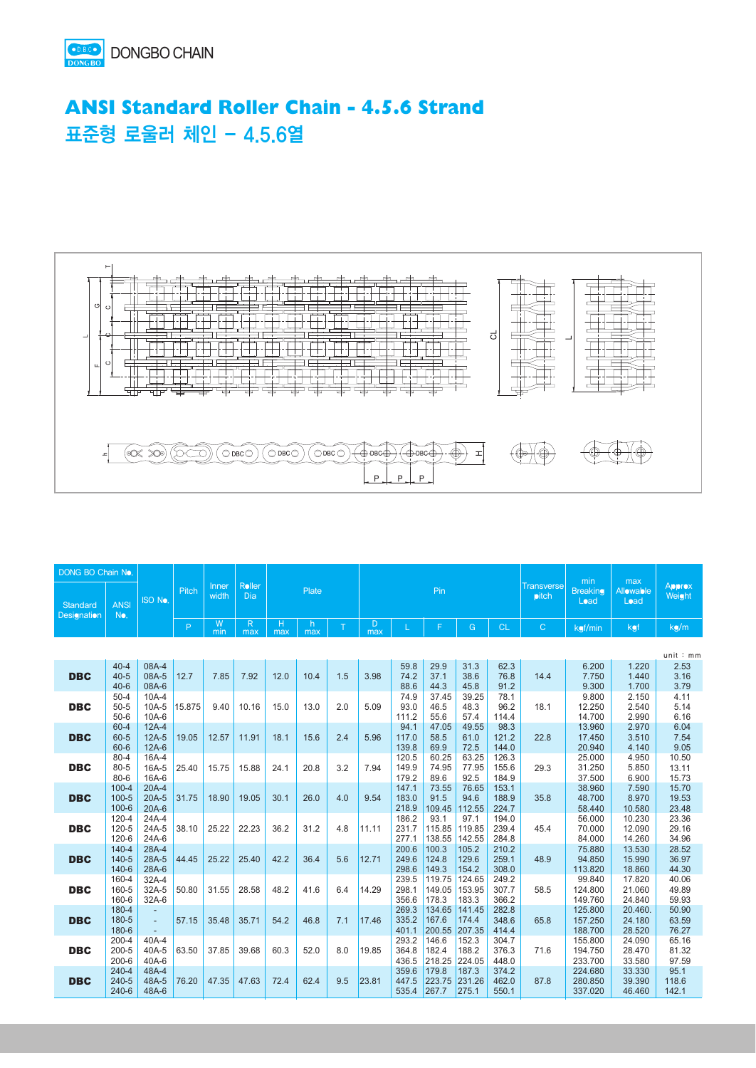DONGBO CHAIN

# ANSI Standard Roller Chain - 4.5.6 Strand

# 표준형 로울러 체인 – 4.5.6열

unit : mm

| DONG BO Chain No. | | ISO No. | Pitch | Inner width | Roller Dia | Plate | | | Pin | | | | | Transverse pitch | min Breaking Load | max Allowable Load | Approx Weight |
|---|---|---|---|---|---|---|---|---|---|---|---|---|---|---|---|---|---|
| Standard Designation | ANSI No. | | P | W min | R max | H max | h max | T | D max | L | F | G | CL | C | kgf/min | kgf | kg/m |
| DBC | 40-4 | 08A-4 | 12.7 | 7.85 | 7.92 | 12.0 | 10.4 | 1.5 | 3.98 | 59.8 | 29.9 | 31.3 | 62.3 | 14.4 | 6.200 | 1.220 | 2.53 |
| | 40-5 | 08A-5 | | | | | | | | 74.2 | 37.1 | 38.6 | 76.8 | | 7.750 | 1.440 | 3.16 |
| | 40-6 | 08A-6 | | | | | | | | 88.6 | 44.3 | 45.8 | 91.2 | | 9.300 | 1.700 | 3.79 |
| DBC | 50-4 | 10A-4 | 15.875 | 9.40 | 10.16 | 15.0 | 13.0 | 2.0 | 5.09 | 74.9 | 37.45 | 39.25 | 78.1 | 18.1 | 9.800 | 2.150 | 4.11 |
| | 50-5 | 10A-5 | | | | | | | | 93.0 | 46.5 | 48.3 | 96.2 | | 12.250 | 2.540 | 5.14 |
| | 50-6 | 10A-6 | | | | | | | | 111.2 | 55.6 | 57.4 | 114.4 | | 14.700 | 2.990 | 6.16 |
| DBC | 60-4 | 12A-4 | 19.05 | 12.57 | 11.91 | 18.1 | 15.6 | 2.4 | 5.96 | 94.1 | 47.05 | 49.55 | 98.3 | 22.8 | 13.960 | 2.970 | 6.04 |
| | 60-5 | 12A-5 | | | | | | | | 117.0 | 58.5 | 61.0 | 121.2 | | 17.450 | 3.510 | 7.54 |
| | 60-6 | 12A-6 | | | | | | | | 139.8 | 69.9 | 72.5 | 144.0 | | 20.940 | 4.140 | 9.05 |
| DBC | 80-4 | 16A-4 | 25.40 | 15.75 | 15.88 | 24.1 | 20.8 | 3.2 | 7.94 | 120.5 | 60.25 | 63.25 | 126.3 | 29.3 | 25.000 | 4.950 | 10.50 |
| | 80-5 | 16A-5 | | | | | | | | 149.9 | 74.95 | 77.95 | 155.6 | | 31.250 | 5.850 | 13.11 |
| | 80-6 | 16A-6 | | | | | | | | 179.2 | 89.6 | 92.5 | 184.9 | | 37.500 | 6.900 | 15.73 |
| DBC | 100-4 | 20A-4 | 31.75 | 18.90 | 19.05 | 30.1 | 26.0 | 4.0 | 9.54 | 147.1 | 73.55 | 76.65 | 153.1 | 35.8 | 38.960 | 7.590 | 15.70 |
| | 100-5 | 20A-5 | | | | | | | | 183.0 | 91.5 | 94.6 | 188.9 | | 48.700 | 8.970 | 19.53 |
| | 100-6 | 20A-6 | | | | | | | | 218.9 | 109.45 | 112.55 | 224.7 | | 58.440 | 10.580 | 23.48 |
| DBC | 120-4 | 24A-4 | 38.10 | 25.22 | 22.23 | 36.2 | 31.2 | 4.8 | 11.11 | 186.2 | 93.1 | 97.1 | 194.0 | 45.4 | 56.000 | 10.230 | 23.36 |
| | 120-5 | 24A-5 | | | | | | | | 231.7 | 115.85 | 119.85 | 239.4 | | 70.000 | 12.090 | 29.16 |
| | 120-6 | 24A-6 | | | | | | | | 277.1 | 138.55 | 142.55 | 284.8 | | 84.000 | 14.260 | 34.96 |
| DBC | 140-4 | 28A-4 | 44.45 | 25.22 | 25.40 | 42.2 | 36.4 | 5.6 | 12.71 | 200.6 | 100.3 | 105.2 | 210.2 | 48.9 | 75.880 | 13.530 | 28.52 |
| | 140-5 | 28A-5 | | | | | | | | 249.6 | 124.8 | 129.6 | 259.1 | | 94.850 | 15.990 | 36.97 |
| | 140-6 | 28A-6 | | | | | | | | 298.6 | 149.3 | 154.2 | 308.0 | | 113.820 | 18.860 | 44.30 |
| DBC | 160-4 | 32A-4 | 50.80 | 31.55 | 28.58 | 48.2 | 41.6 | 6.4 | 14.29 | 239.5 | 119.75 | 124.65 | 249.2 | 58.5 | 99.840 | 17.820 | 40.06 |
| | 160-5 | 32A-5 | | | | | | | | 298.1 | 149.05 | 153.95 | 307.7 | | 124.800 | 21.060 | 49.89 |
| | 160-6 | 32A-6 | | | | | | | | 356.6 | 178.3 | 183.3 | 366.2 | | 149.760 | 24.840 | 59.93 |
| DBC | 180-4 | - | 57.15 | 35.48 | 35.71 | 54.2 | 46.8 | 7.1 | 17.46 | 269.3 | 134.65 | 141.45 | 282.8 | 65.8 | 125.800 | 20.460. | 50.90 |
| | 180-5 | - | | | | | | | | 335.2 | 167.6 | 174.4 | 348.6 | | 157.250 | 24.180 | 63.59 |
| | 180-6 | - | | | | | | | | 401.1 | 200.55 | 207.35 | 414.4 | | 188.700 | 28.520 | 76.27 |
| DBC | 200-4 | 40A-4 | 63.50 | 37.85 | 39.68 | 60.3 | 52.0 | 8.0 | 19.85 | 293.2 | 146.6 | 152.3 | 304.7 | 71.6 | 155.800 | 24.090 | 65.16 |
| | 200-5 | 40A-5 | | | | | | | | 364.8 | 182.4 | 188.2 | 376.3 | | 194.750 | 28.470 | 81.32 |
| | 200-6 | 40A-6 | | | | | | | | 436.5 | 218.25 | 224.05 | 448.0 | | 233.700 | 33.580 | 97.59 |
| DBC | 240-4 | 48A-4 | 76.20 | 47.35 | 47.63 | 72.4 | 62.4 | 9.5 | 23.81 | 359.6 | 179.8 | 187.3 | 374.2 | 87.8 | 224.680 | 33.330 | 95.1 |
| | 240-5 | 48A-5 | | | | | | | | 447.5 | 223.75 | 231.26 | 462.0 | | 280.850 | 39.390 | 118.6 |
| | 240-6 | 48A-6 | | | | | | | | 535.4 | 267.7 | 275.1 | 550.1 | | 337.020 | 46.460 | 142.1 |